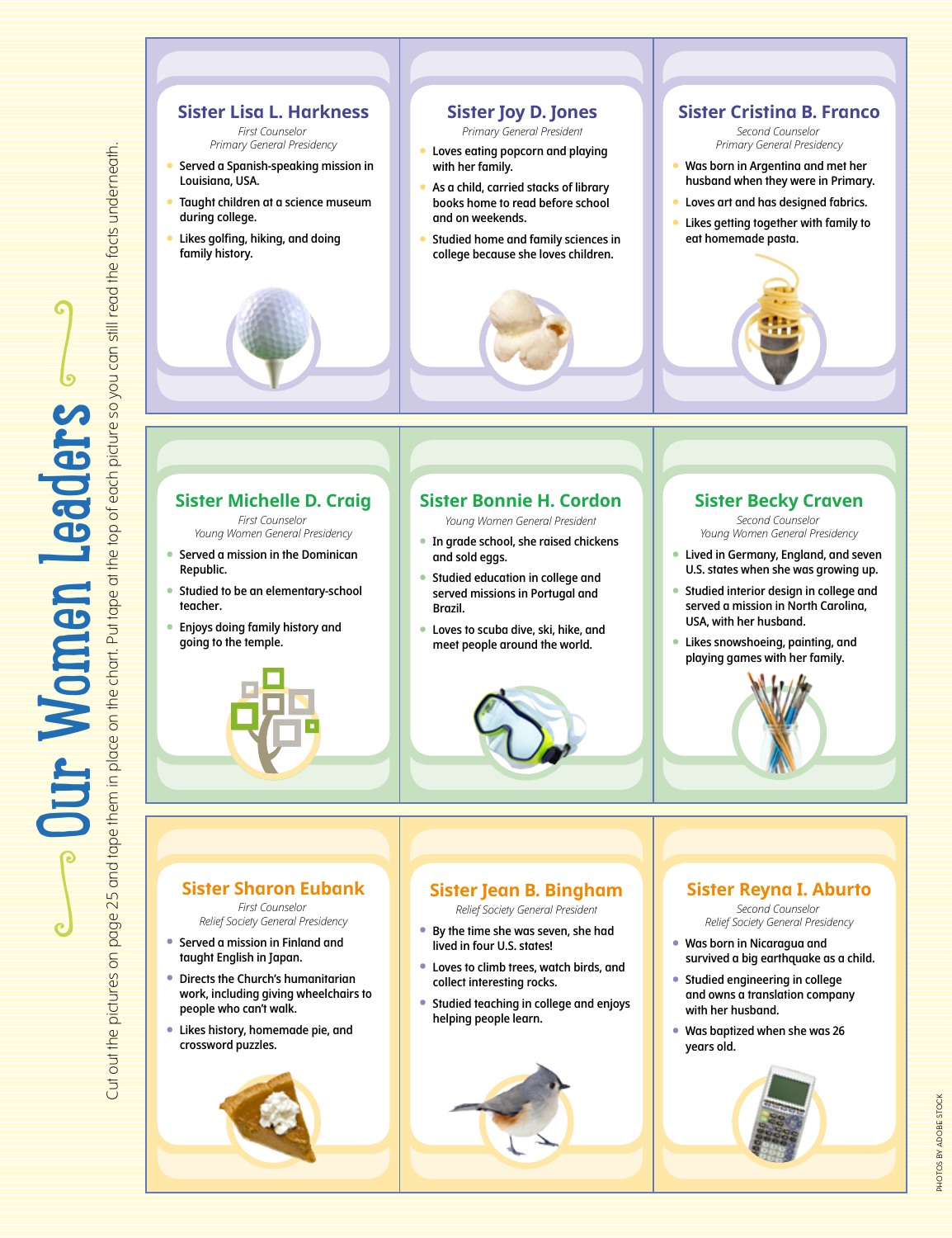# Our Women Leaders

Cut out the pictures on page 25 and tape them in place on the chart. Put tape at the top of each picture so you can still read the facts underneath.

### Sister Lisa L. Harkness

*First Counselor*
*Primary General Presidency*

- Served a Spanish-speaking mission in Louisiana, USA.
- Taught children at a science museum during college.
- Likes golfing, hiking, and doing family history.

### Sister Joy D. Jones

*Primary General President*

- Loves eating popcorn and playing with her family.
- As a child, carried stacks of library books home to read before school and on weekends.
- Studied home and family sciences in college because she loves children.

### Sister Cristina B. Franco

*Second Counselor*
*Primary General Presidency*

- Was born in Argentina and met her husband when they were in Primary.
- Loves art and has designed fabrics.
- Likes getting together with family to eat homemade pasta.

### Sister Michelle D. Craig

*First Counselor*
*Young Women General Presidency*

- Served a mission in the Dominican Republic.
- Studied to be an elementary-school teacher.
- Enjoys doing family history and going to the temple.

### Sister Bonnie H. Cordon

*Young Women General President*

- In grade school, she raised chickens and sold eggs.
- Studied education in college and served missions in Portugal and Brazil.
- Loves to scuba dive, ski, hike, and meet people around the world.

### Sister Becky Craven

*Second Counselor*
*Young Women General Presidency*

- Lived in Germany, England, and seven U.S. states when she was growing up.
- Studied interior design in college and served a mission in North Carolina, USA, with her husband.
- Likes snowshoeing, painting, and playing games with her family.

### Sister Sharon Eubank

*First Counselor*
*Relief Society General Presidency*

- Served a mission in Finland and taught English in Japan.
- Directs the Church's humanitarian work, including giving wheelchairs to people who can't walk.
- Likes history, homemade pie, and crossword puzzles.

### Sister Jean B. Bingham

*Relief Society General President*

- By the time she was seven, she had lived in four U.S. states!
- Loves to climb trees, watch birds, and collect interesting rocks.
- Studied teaching in college and enjoys helping people learn.

### Sister Reyna I. Aburto

*Second Counselor*
*Relief Society General Presidency*

- Was born in Nicaragua and survived a big earthquake as a child.
- Studied engineering in college and owns a translation company with her husband.
- Was baptized when she was 26 years old.

PHOTOS BY ADOBE STOCK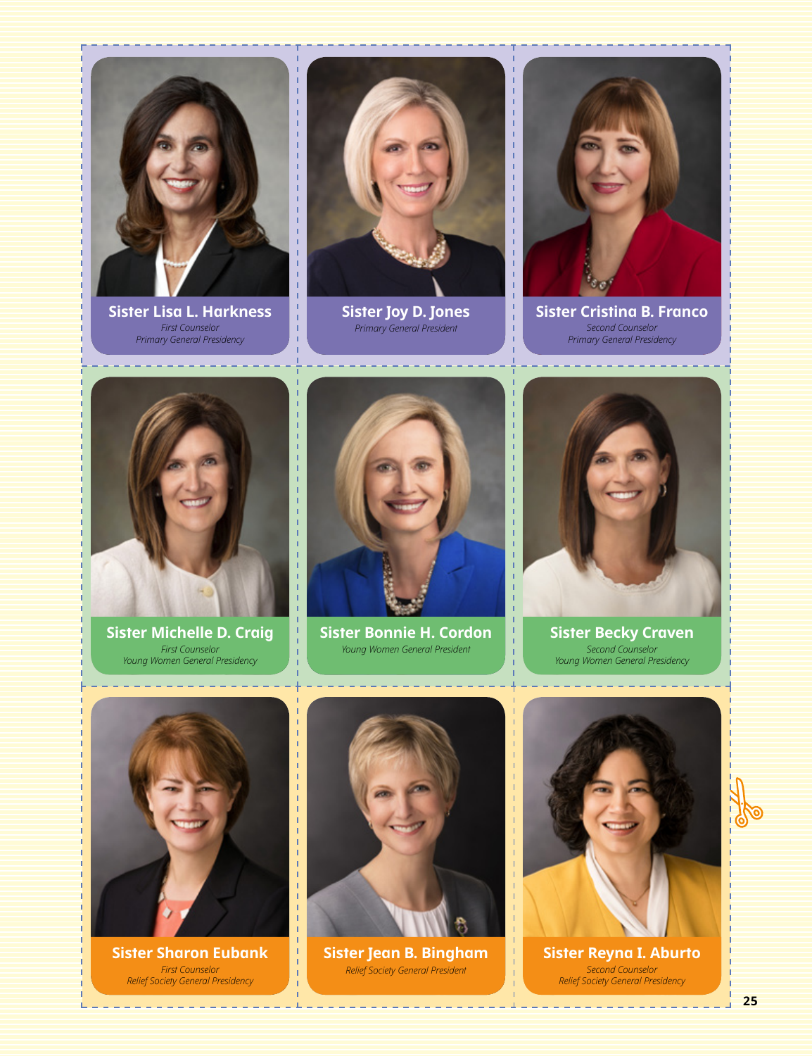**Sister Lisa L. Harkness**
*First Counselor*
*Primary General Presidency*

**Sister Joy D. Jones**
*Primary General President*

**Sister Cristina B. Franco**
*Second Counselor*
*Primary General Presidency*

**Sister Michelle D. Craig**
*First Counselor*
*Young Women General Presidency*

**Sister Bonnie H. Cordon**
*Young Women General President*

**Sister Becky Craven**
*Second Counselor*
*Young Women General Presidency*

**Sister Sharon Eubank**
*First Counselor*
*Relief Society General Presidency*

**Sister Jean B. Bingham**
*Relief Society General President*

**Sister Reyna I. Aburto**
*Second Counselor*
*Relief Society General Presidency*